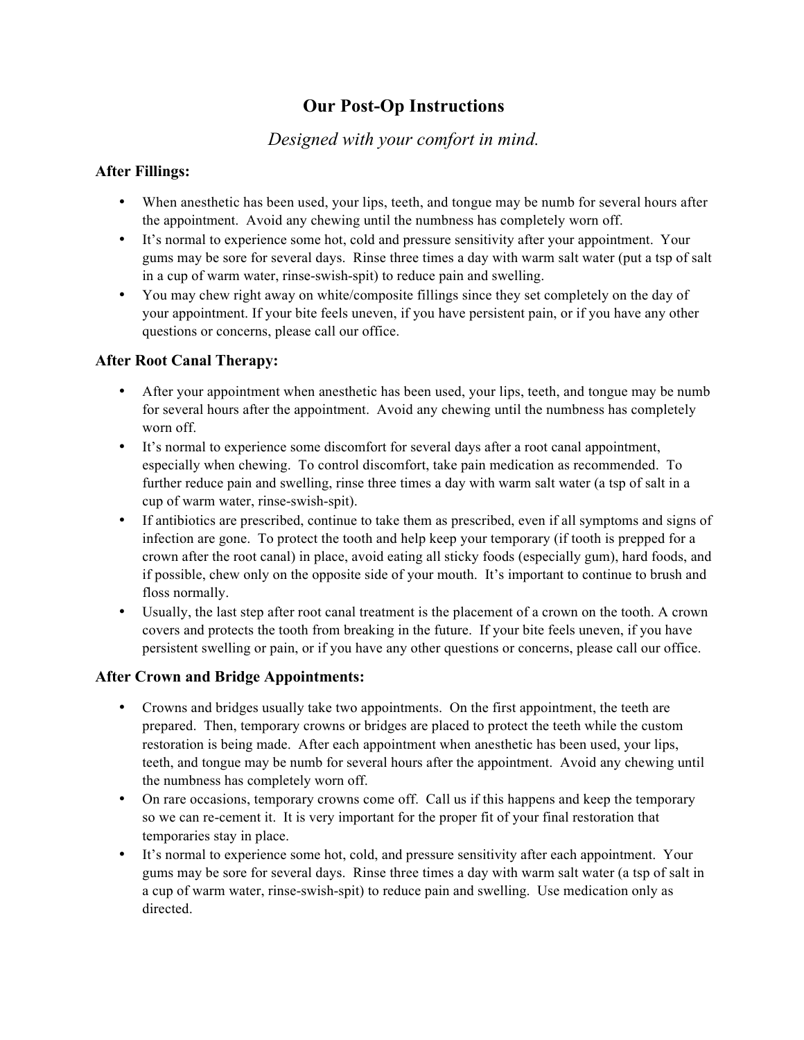# Our Post-Op Instructions

*Designed with your comfort in mind.*

### After Fillings:

- When anesthetic has been used, your lips, teeth, and tongue may be numb for several hours after the appointment. Avoid any chewing until the numbness has completely worn off.
- It's normal to experience some hot, cold and pressure sensitivity after your appointment. Your gums may be sore for several days. Rinse three times a day with warm salt water (put a tsp of salt in a cup of warm water, rinse-swish-spit) to reduce pain and swelling.
- You may chew right away on white/composite fillings since they set completely on the day of your appointment. If your bite feels uneven, if you have persistent pain, or if you have any other questions or concerns, please call our office.

### After Root Canal Therapy:

- After your appointment when anesthetic has been used, your lips, teeth, and tongue may be numb for several hours after the appointment. Avoid any chewing until the numbness has completely worn off.
- It's normal to experience some discomfort for several days after a root canal appointment, especially when chewing. To control discomfort, take pain medication as recommended. To further reduce pain and swelling, rinse three times a day with warm salt water (a tsp of salt in a cup of warm water, rinse-swish-spit).
- If antibiotics are prescribed, continue to take them as prescribed, even if all symptoms and signs of infection are gone. To protect the tooth and help keep your temporary (if tooth is prepped for a crown after the root canal) in place, avoid eating all sticky foods (especially gum), hard foods, and if possible, chew only on the opposite side of your mouth. It's important to continue to brush and floss normally.
- Usually, the last step after root canal treatment is the placement of a crown on the tooth. A crown covers and protects the tooth from breaking in the future. If your bite feels uneven, if you have persistent swelling or pain, or if you have any other questions or concerns, please call our office.

### After Crown and Bridge Appointments:

- Crowns and bridges usually take two appointments. On the first appointment, the teeth are prepared. Then, temporary crowns or bridges are placed to protect the teeth while the custom restoration is being made. After each appointment when anesthetic has been used, your lips, teeth, and tongue may be numb for several hours after the appointment. Avoid any chewing until the numbness has completely worn off.
- On rare occasions, temporary crowns come off. Call us if this happens and keep the temporary so we can re-cement it. It is very important for the proper fit of your final restoration that temporaries stay in place.
- It's normal to experience some hot, cold, and pressure sensitivity after each appointment. Your gums may be sore for several days. Rinse three times a day with warm salt water (a tsp of salt in a cup of warm water, rinse-swish-spit) to reduce pain and swelling. Use medication only as directed.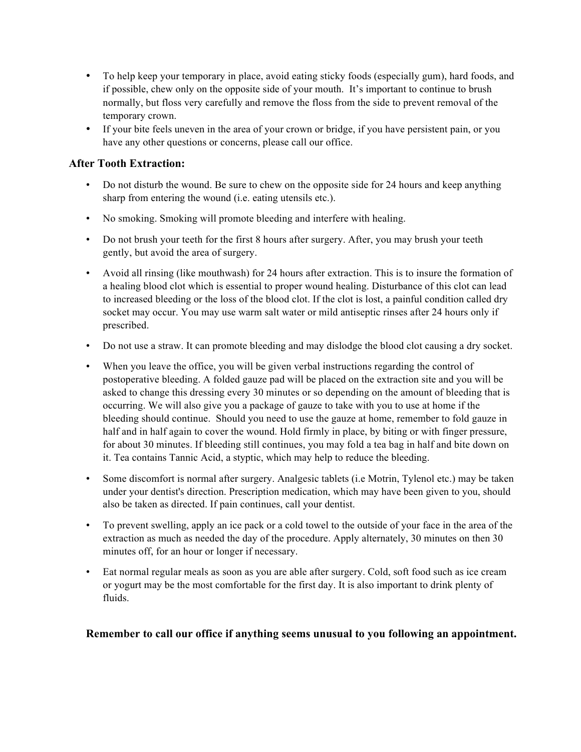- To help keep your temporary in place, avoid eating sticky foods (especially gum), hard foods, and if possible, chew only on the opposite side of your mouth. It's important to continue to brush normally, but floss very carefully and remove the floss from the side to prevent removal of the temporary crown.
- If your bite feels uneven in the area of your crown or bridge, if you have persistent pain, or you have any other questions or concerns, please call our office.

### After Tooth Extraction:

- Do not disturb the wound. Be sure to chew on the opposite side for 24 hours and keep anything sharp from entering the wound (i.e. eating utensils etc.).
- No smoking. Smoking will promote bleeding and interfere with healing.
- Do not brush your teeth for the first 8 hours after surgery. After, you may brush your teeth gently, but avoid the area of surgery.
- Avoid all rinsing (like mouthwash) for 24 hours after extraction. This is to insure the formation of a healing blood clot which is essential to proper wound healing. Disturbance of this clot can lead to increased bleeding or the loss of the blood clot. If the clot is lost, a painful condition called dry socket may occur. You may use warm salt water or mild antiseptic rinses after 24 hours only if prescribed.
- Do not use a straw. It can promote bleeding and may dislodge the blood clot causing a dry socket.
- When you leave the office, you will be given verbal instructions regarding the control of postoperative bleeding. A folded gauze pad will be placed on the extraction site and you will be asked to change this dressing every 30 minutes or so depending on the amount of bleeding that is occurring. We will also give you a package of gauze to take with you to use at home if the bleeding should continue. Should you need to use the gauze at home, remember to fold gauze in half and in half again to cover the wound. Hold firmly in place, by biting or with finger pressure, for about 30 minutes. If bleeding still continues, you may fold a tea bag in half and bite down on it. Tea contains Tannic Acid, a styptic, which may help to reduce the bleeding.
- Some discomfort is normal after surgery. Analgesic tablets (i.e Motrin, Tylenol etc.) may be taken under your dentist's direction. Prescription medication, which may have been given to you, should also be taken as directed. If pain continues, call your dentist.
- To prevent swelling, apply an ice pack or a cold towel to the outside of your face in the area of the extraction as much as needed the day of the procedure. Apply alternately, 30 minutes on then 30 minutes off, for an hour or longer if necessary.
- Eat normal regular meals as soon as you are able after surgery. Cold, soft food such as ice cream or yogurt may be the most comfortable for the first day. It is also important to drink plenty of fluids.

**Remember to call our office if anything seems unusual to you following an appointment.**